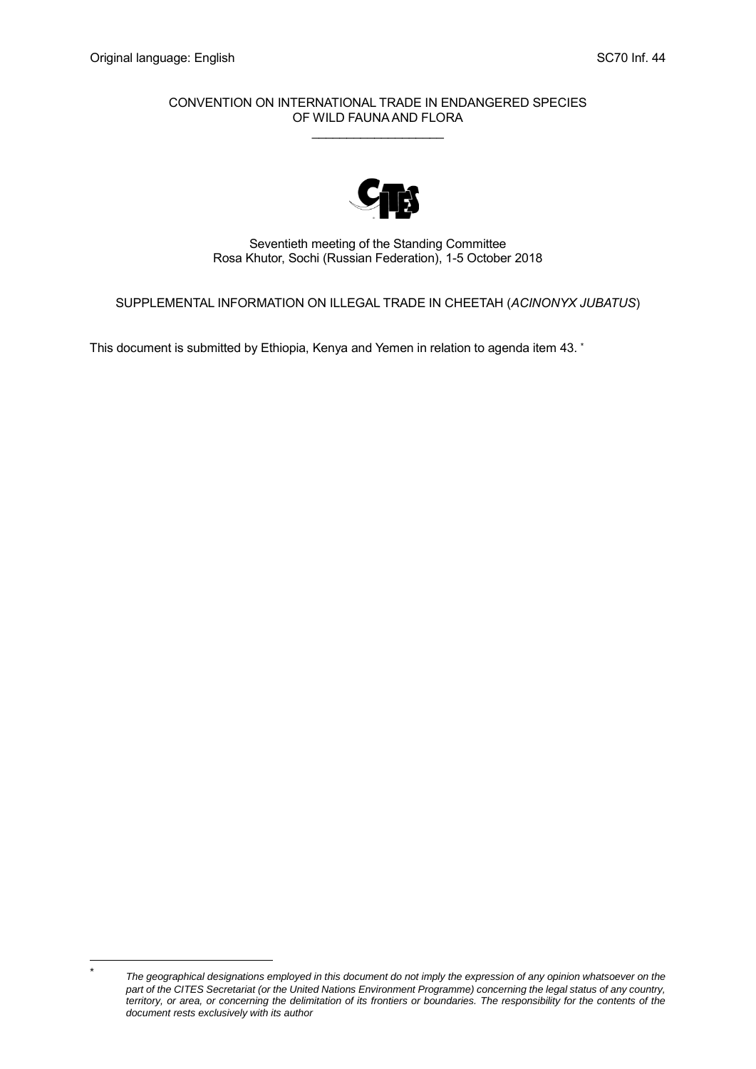Original language: English SC70 Inf. 44

CONVENTION ON INTERNATIONAL TRADE IN ENDANGERED SPECIES OF WILD FAUNA AND FLORA

\_\_\_\_\_\_\_\_\_\_\_\_\_\_\_\_\_\_\_\_

Seventieth meeting of the Standing Committee
Rosa Khutor, Sochi (Russian Federation), 1-5 October 2018

SUPPLEMENTAL INFORMATION ON ILLEGAL TRADE IN CHEETAH (*ACINONYX JUBATUS*)

This document is submitted by Ethiopia, Kenya and Yemen in relation to agenda item 43. *

---

\* *The geographical designations employed in this document do not imply the expression of any opinion whatsoever on the part of the CITES Secretariat (or the United Nations Environment Programme) concerning the legal status of any country, territory, or area, or concerning the delimitation of its frontiers or boundaries. The responsibility for the contents of the document rests exclusively with its author*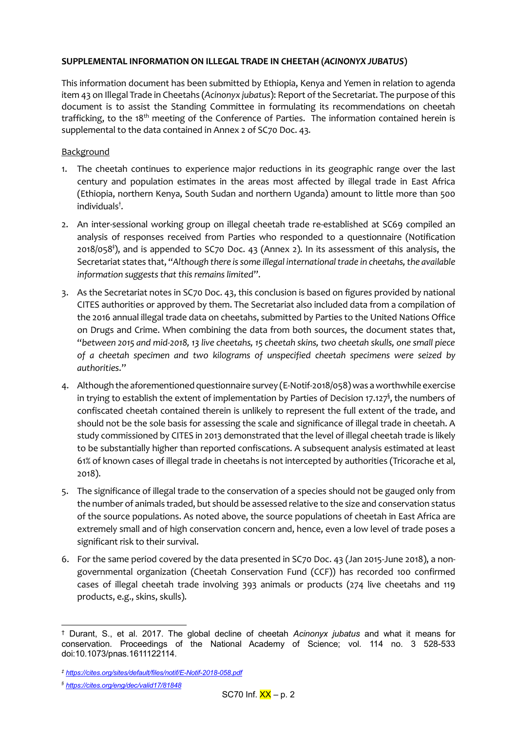**SUPPLEMENTAL INFORMATION ON ILLEGAL TRADE IN CHEETAH (*ACINONYX JUBATUS*)**

This information document has been submitted by Ethiopia, Kenya and Yemen in relation to agenda item 43 on Illegal Trade in Cheetahs (*Acinonyx jubatus*): Report of the Secretariat. The purpose of this document is to assist the Standing Committee in formulating its recommendations on cheetah trafficking, to the 18th meeting of the Conference of Parties. The information contained herein is supplemental to the data contained in Annex 2 of SC70 Doc. 43.

Background

1. The cheetah continues to experience major reductions in its geographic range over the last century and population estimates in the areas most affected by illegal trade in East Africa (Ethiopia, northern Kenya, South Sudan and northern Uganda) amount to little more than 500 individuals[†].

2. An inter-sessional working group on illegal cheetah trade re-established at SC69 compiled an analysis of responses received from Parties who responded to a questionnaire (Notification 2018/058[‡]), and is appended to SC70 Doc. 43 (Annex 2). In its assessment of this analysis, the Secretariat states that, "*Although there is some illegal international trade in cheetahs, the available information suggests that this remains limited*".

3. As the Secretariat notes in SC70 Doc. 43, this conclusion is based on figures provided by national CITES authorities or approved by them. The Secretariat also included data from a compilation of the 2016 annual illegal trade data on cheetahs, submitted by Parties to the United Nations Office on Drugs and Crime. When combining the data from both sources, the document states that, "*between 2015 and mid-2018, 13 live cheetahs, 15 cheetah skins, two cheetah skulls, one small piece of a cheetah specimen and two kilograms of unspecified cheetah specimens were seized by authorities*."

4. Although the aforementioned questionnaire survey (E-Notif-2018/058) was a worthwhile exercise in trying to establish the extent of implementation by Parties of Decision 17.127[§], the numbers of confiscated cheetah contained therein is unlikely to represent the full extent of the trade, and should not be the sole basis for assessing the scale and significance of illegal trade in cheetah. A study commissioned by CITES in 2013 demonstrated that the level of illegal cheetah trade is likely to be substantially higher than reported confiscations. A subsequent analysis estimated at least 61% of known cases of illegal trade in cheetahs is not intercepted by authorities (Tricorache et al, 2018).

5. The significance of illegal trade to the conservation of a species should not be gauged only from the number of animals traded, but should be assessed relative to the size and conservation status of the source populations. As noted above, the source populations of cheetah in East Africa are extremely small and of high conservation concern and, hence, even a low level of trade poses a significant risk to their survival.

6. For the same period covered by the data presented in SC70 Doc. 43 (Jan 2015-June 2018), a non-governmental organization (Cheetah Conservation Fund (CCF)) has recorded 100 confirmed cases of illegal cheetah trade involving 393 animals or products (274 live cheetahs and 119 products, e.g., skins, skulls).

---

[†] Durant, S., et al. 2017. The global decline of cheetah *Acinonyx jubatus* and what it means for conservation. Proceedings of the National Academy of Science; vol. 114 no. 3 528-533 doi:10.1073/pnas.1611122114.

[‡] https://cites.org/sites/default/files/notif/E-Notif-2018-058.pdf

[§] https://cites.org/eng/dec/valid17/81848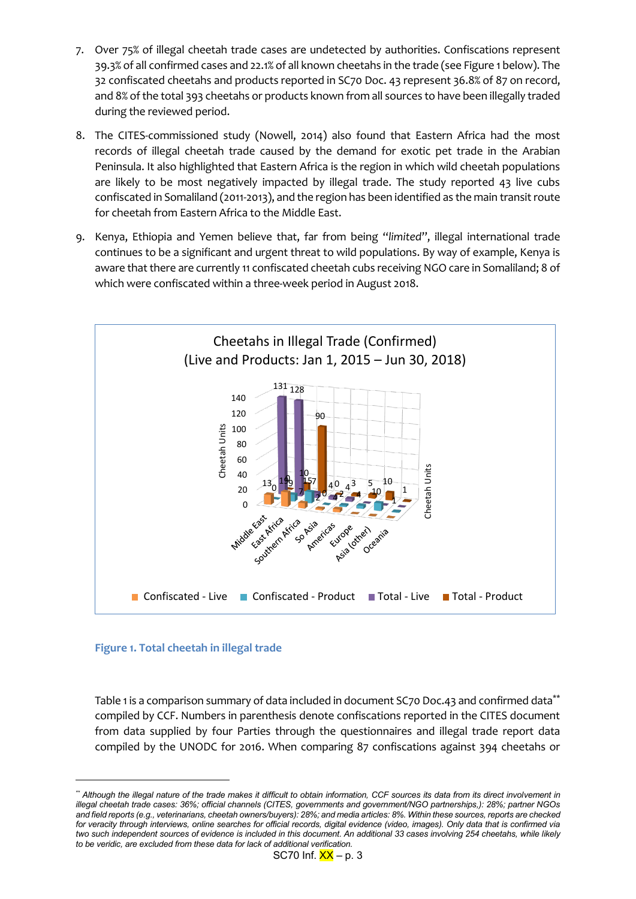7. Over 75% of illegal cheetah trade cases are undetected by authorities. Confiscations represent 39.3% of all confirmed cases and 22.1% of all known cheetahs in the trade (see Figure 1 below). The 32 confiscated cheetahs and products reported in SC70 Doc. 43 represent 36.8% of 87 on record, and 8% of the total 393 cheetahs or products known from all sources to have been illegally traded during the reviewed period.

8. The CITES-commissioned study (Nowell, 2014) also found that Eastern Africa had the most records of illegal cheetah trade caused by the demand for exotic pet trade in the Arabian Peninsula. It also highlighted that Eastern Africa is the region in which wild cheetah populations are likely to be most negatively impacted by illegal trade. The study reported 43 live cubs confiscated in Somaliland (2011-2013), and the region has been identified as the main transit route for cheetah from Eastern Africa to the Middle East.

9. Kenya, Ethiopia and Yemen believe that, far from being "*limited*", illegal international trade continues to be a significant and urgent threat to wild populations. By way of example, Kenya is aware that there are currently 11 confiscated cheetah cubs receiving NGO care in Somaliland; 8 of which were confiscated within a three-week period in August 2018.

Cheetahs in Illegal Trade (Confirmed)
(Live and Products: Jan 1, 2015 – Jun 30, 2018)

Legend: Confiscated - Live; Confiscated - Product; Total - Live; Total - Product

Axis labels: Cheetah Units (0–140); Regions: Middle East, East Africa, Southern Africa, So Asia, Americas, Europe, Asia (other), Oceania

**Figure 1. Total cheetah in illegal trade**

Table 1 is a comparison summary of data included in document SC70 Doc.43 and confirmed data[**] compiled by CCF. Numbers in parenthesis denote confiscations reported in the CITES document from data supplied by four Parties through the questionnaires and illegal trade report data compiled by the UNODC for 2016. When comparing 87 confiscations against 394 cheetahs or

[**] *Although the illegal nature of the trade makes it difficult to obtain information, CCF sources its data from its direct involvement in illegal cheetah trade cases: 36%; official channels (CITES, governments and government/NGO partnerships,): 28%; partner NGOs and field reports (e.g., veterinarians, cheetah owners/buyers): 28%; and media articles: 8%. Within these sources, reports are checked for veracity through interviews, online searches for official records, digital evidence (video, images). Only data that is confirmed via two such independent sources of evidence is included in this document. An additional 33 cases involving 254 cheetahs, while likely to be veridic, are excluded from these data for lack of additional verification.*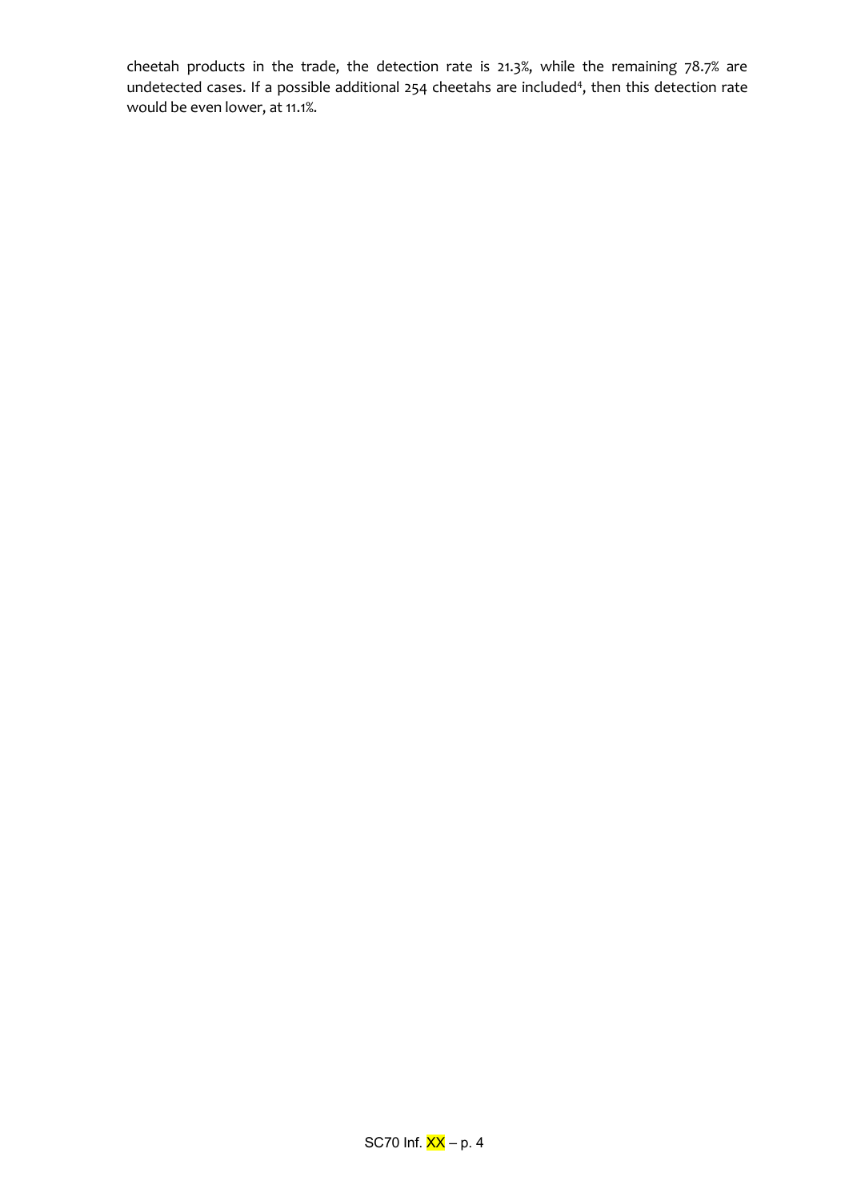cheetah products in the trade, the detection rate is 21.3%, while the remaining 78.7% are undetected cases. If a possible additional 254 cheetahs are included[4], then this detection rate would be even lower, at 11.1%.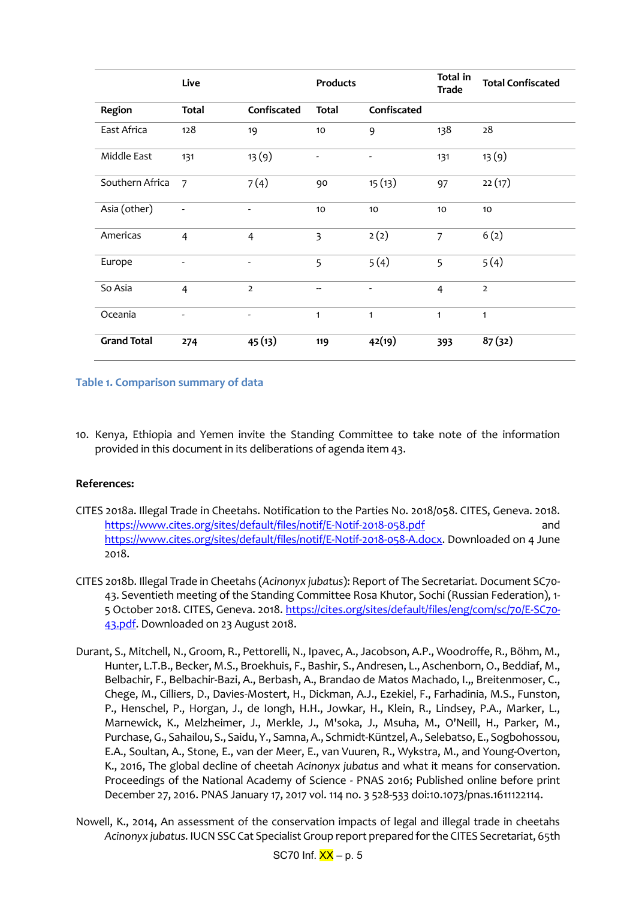| | Live | | Products | | Total in Trade | Total Confiscated |
|---|---|---|---|---|---|---|
| **Region** | **Total** | **Confiscated** | **Total** | **Confiscated** | | |
| East Africa | 128 | 19 | 10 | 9 | 138 | 28 |
| Middle East | 131 | 13 (9) | - | - | 131 | 13 (9) |
| Southern Africa | 7 | 7 (4) | 90 | 15 (13) | 97 | 22 (17) |
| Asia (other) | - | - | 10 | 10 | 10 | 10 |
| Americas | 4 | 4 | 3 | 2 (2) | 7 | 6 (2) |
| Europe | - | - | 5 | 5 (4) | 5 | 5 (4) |
| So Asia | 4 | 2 | -- | - | 4 | 2 |
| Oceania | - | - | 1 | 1 | 1 | 1 |
| **Grand Total** | **274** | **45 (13)** | **119** | **42(19)** | **393** | **87 (32)** |

**Table 1. Comparison summary of data**

10. Kenya, Ethiopia and Yemen invite the Standing Committee to take note of the information provided in this document in its deliberations of agenda item 43.

**References:**

CITES 2018a. Illegal Trade in Cheetahs. Notification to the Parties No. 2018/058. CITES, Geneva. 2018. https://www.cites.org/sites/default/files/notif/E-Notif-2018-058.pdf and https://www.cites.org/sites/default/files/notif/E-Notif-2018-058-A.docx. Downloaded on 4 June 2018.

CITES 2018b. Illegal Trade in Cheetahs (*Acinonyx jubatus*): Report of The Secretariat. Document SC70-43. Seventieth meeting of the Standing Committee Rosa Khutor, Sochi (Russian Federation), 1-5 October 2018. CITES, Geneva. 2018. https://cites.org/sites/default/files/eng/com/sc/70/E-SC70-43.pdf. Downloaded on 23 August 2018.

Durant, S., Mitchell, N., Groom, R., Pettorelli, N., Ipavec, A., Jacobson, A.P., Woodroffe, R., Böhm, M., Hunter, L.T.B., Becker, M.S., Broekhuis, F., Bashir, S., Andresen, L., Aschenborn, O., Beddiaf, M., Belbachir, F., Belbachir-Bazi, A., Berbash, A., Brandao de Matos Machado, I.,, Breitenmoser, C., Chege, M., Cilliers, D., Davies-Mostert, H., Dickman, A.J., Ezekiel, F., Farhadinia, M.S., Funston, P., Henschel, P., Horgan, J., de Iongh, H.H., Jowkar, H., Klein, R., Lindsey, P.A., Marker, L., Marnewick, K., Melzheimer, J., Merkle, J., M'soka, J., Msuha, M., O'Neill, H., Parker, M., Purchase, G., Sahailou, S., Saidu, Y., Samna, A., Schmidt-Küntzel, A., Selebatso, E., Sogbohossou, E.A., Soultan, A., Stone, E., van der Meer, E., van Vuuren, R., Wykstra, M., and Young-Overton, K., 2016, The global decline of cheetah *Acinonyx jubatus* and what it means for conservation. Proceedings of the National Academy of Science - PNAS 2016; Published online before print December 27, 2016. PNAS January 17, 2017 vol. 114 no. 3 528-533 doi:10.1073/pnas.1611122114.

Nowell, K., 2014, An assessment of the conservation impacts of legal and illegal trade in cheetahs *Acinonyx jubatus*. IUCN SSC Cat Specialist Group report prepared for the CITES Secretariat, 65th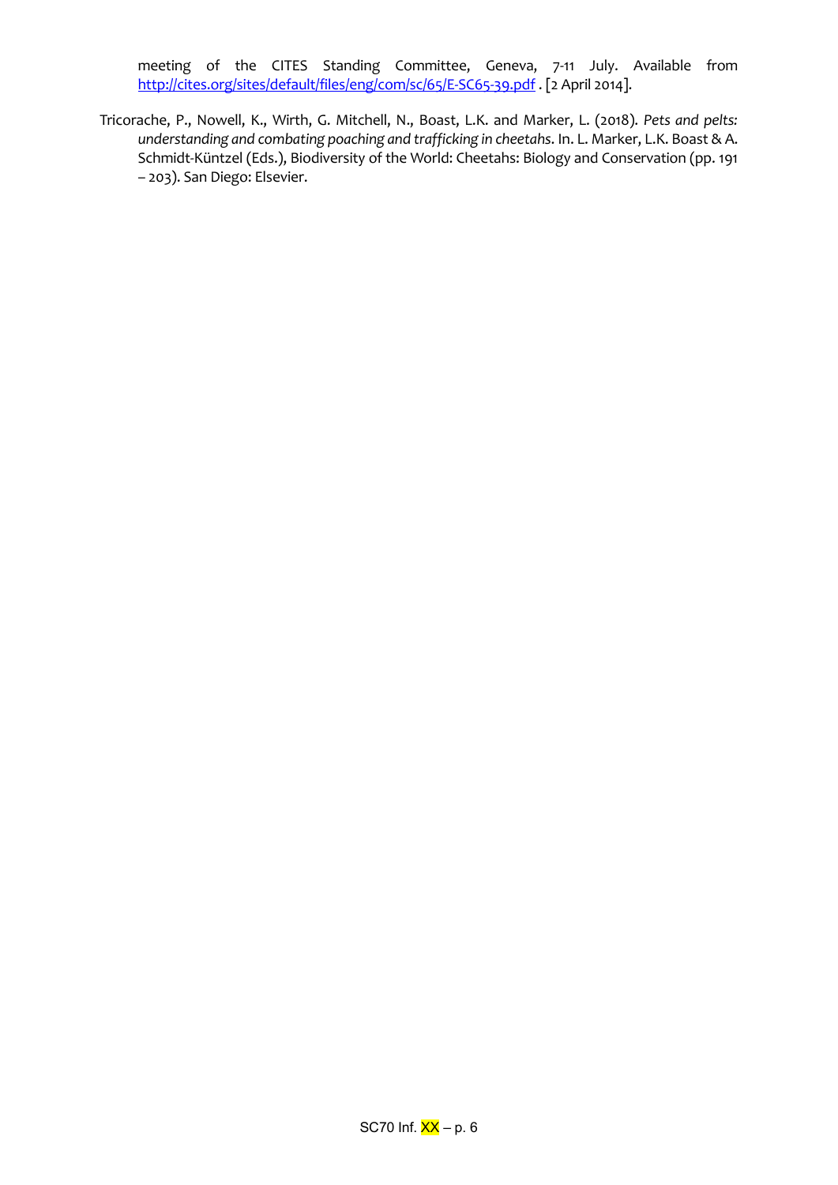meeting of the CITES Standing Committee, Geneva, 7-11 July. Available from http://cites.org/sites/default/files/eng/com/sc/65/E-SC65-39.pdf . [2 April 2014].

Tricorache, P., Nowell, K., Wirth, G. Mitchell, N., Boast, L.K. and Marker, L. (2018). *Pets and pelts: understanding and combating poaching and trafficking in cheetahs.* In. L. Marker, L.K. Boast & A. Schmidt-Küntzel (Eds.), Biodiversity of the World: Cheetahs: Biology and Conservation (pp. 191 – 203). San Diego: Elsevier.